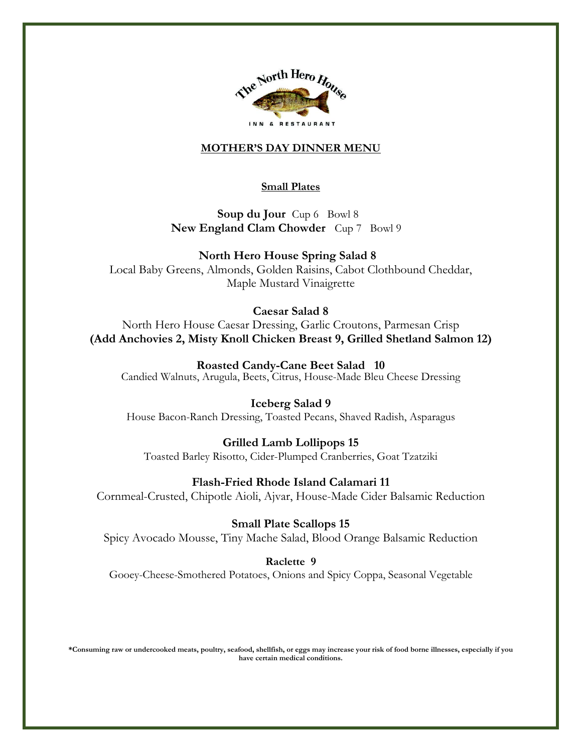The North Hero House

INN & RESTAURANT

# MOTHER'S DAY DINNER MENU

## Small Plates

**Soup du Jour** Cup 6 Bowl 8
**New England Clam Chowder** Cup 7 Bowl 9

**North Hero House Spring Salad 8**
Local Baby Greens, Almonds, Golden Raisins, Cabot Clothbound Cheddar, Maple Mustard Vinaigrette

**Caesar Salad 8**
North Hero House Caesar Dressing, Garlic Croutons, Parmesan Crisp
**(Add Anchovies 2, Misty Knoll Chicken Breast 9, Grilled Shetland Salmon 12)**

**Roasted Candy-Cane Beet Salad 10**
Candied Walnuts, Arugula, Beets, Citrus, House-Made Bleu Cheese Dressing

**Iceberg Salad 9**
House Bacon-Ranch Dressing, Toasted Pecans, Shaved Radish, Asparagus

**Grilled Lamb Lollipops 15**
Toasted Barley Risotto, Cider-Plumped Cranberries, Goat Tzatziki

**Flash-Fried Rhode Island Calamari 11**
Cornmeal-Crusted, Chipotle Aioli, Ajvar, House-Made Cider Balsamic Reduction

**Small Plate Scallops 15**
Spicy Avocado Mousse, Tiny Mache Salad, Blood Orange Balsamic Reduction

**Raclette 9**
Gooey-Cheese-Smothered Potatoes, Onions and Spicy Coppa, Seasonal Vegetable

**\*Consuming raw or undercooked meats, poultry, seafood, shellfish, or eggs may increase your risk of food borne illnesses, especially if you have certain medical conditions.**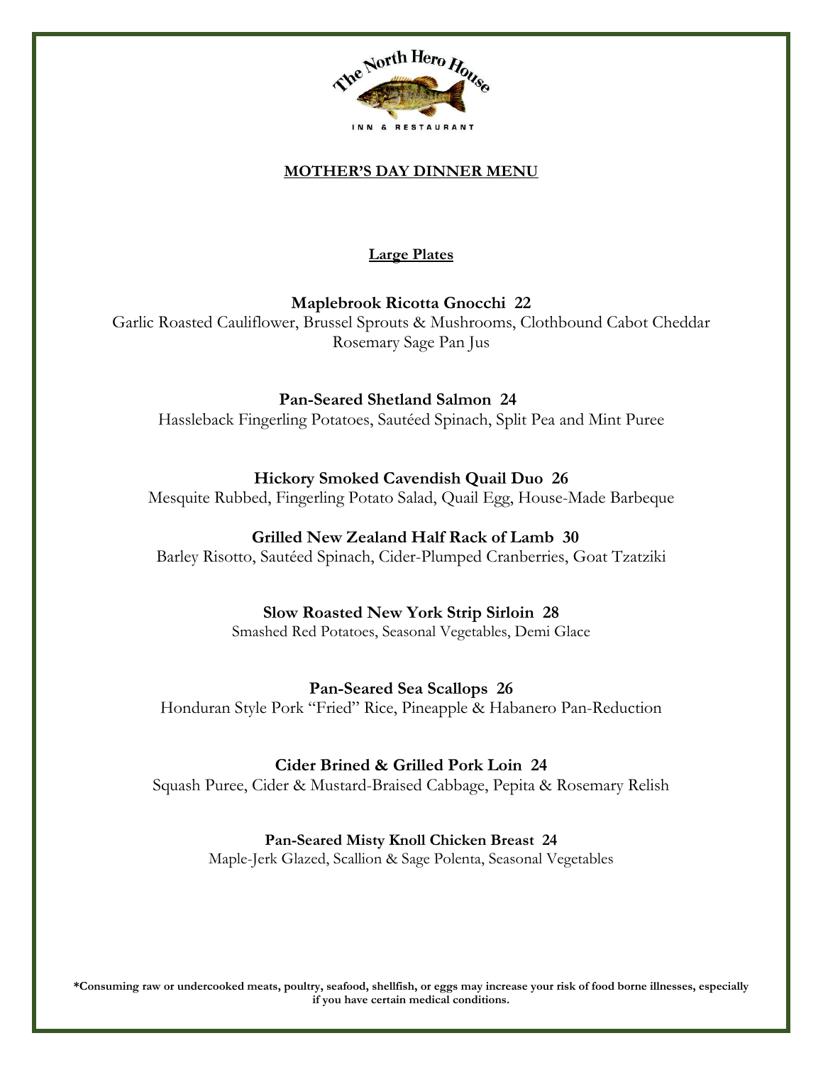The North Hero House

INN & RESTAURANT

**MOTHER'S DAY DINNER MENU**

**Large Plates**

**Maplebrook Ricotta Gnocchi 22**

Garlic Roasted Cauliflower, Brussel Sprouts & Mushrooms, Clothbound Cabot Cheddar
Rosemary Sage Pan Jus

**Pan-Seared Shetland Salmon 24**

Hassleback Fingerling Potatoes, Sautéed Spinach, Split Pea and Mint Puree

**Hickory Smoked Cavendish Quail Duo 26**

Mesquite Rubbed, Fingerling Potato Salad, Quail Egg, House-Made Barbeque

**Grilled New Zealand Half Rack of Lamb 30**

Barley Risotto, Sautéed Spinach, Cider-Plumped Cranberries, Goat Tzatziki

**Slow Roasted New York Strip Sirloin 28**

Smashed Red Potatoes, Seasonal Vegetables, Demi Glace

**Pan-Seared Sea Scallops 26**

Honduran Style Pork "Fried" Rice, Pineapple & Habanero Pan-Reduction

**Cider Brined & Grilled Pork Loin 24**

Squash Puree, Cider & Mustard-Braised Cabbage, Pepita & Rosemary Relish

**Pan-Seared Misty Knoll Chicken Breast 24**

Maple-Jerk Glazed, Scallion & Sage Polenta, Seasonal Vegetables

**\*Consuming raw or undercooked meats, poultry, seafood, shellfish, or eggs may increase your risk of food borne illnesses, especially if you have certain medical conditions.**